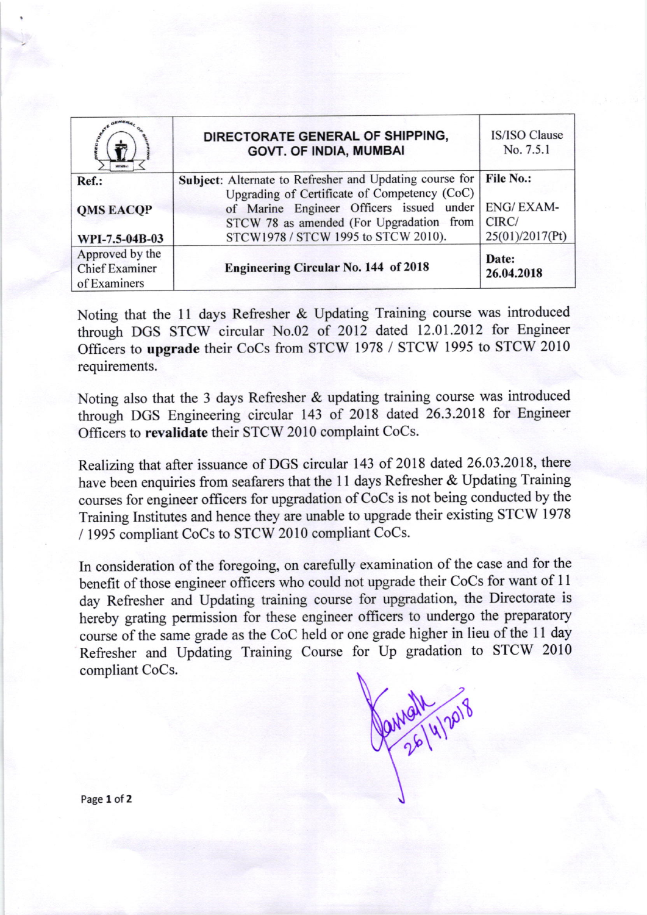| | DIRECTORATE GENERAL OF SHIPPING, GOVT. OF INDIA, MUMBAI | IS/ISO Clause No. 7.5.1 |
|---|---|---|
| **Ref.:** **QMS EACQP** **WPI-7.5-04B-03** | **Subject**: Alternate to Refresher and Updating course for Upgrading of Certificate of Competency (CoC) of Marine Engineer Officers issued under STCW 78 as amended (For Upgradation from STCW1978 / STCW 1995 to STCW 2010). | **File No.:** ENG/ EXAM-CIRC/ 25(01)/2017(Pt) |
| Approved by the Chief Examiner of Examiners | **Engineering Circular No. 144 of 2018** | **Date: 26.04.2018** |

Noting that the 11 days Refresher & Updating Training course was introduced through DGS STCW circular No.02 of 2012 dated 12.01.2012 for Engineer Officers to **upgrade** their CoCs from STCW 1978 / STCW 1995 to STCW 2010 requirements.

Noting also that the 3 days Refresher & updating training course was introduced through DGS Engineering circular 143 of 2018 dated 26.3.2018 for Engineer Officers to **revalidate** their STCW 2010 complaint CoCs.

Realizing that after issuance of DGS circular 143 of 2018 dated 26.03.2018, there have been enquiries from seafarers that the 11 days Refresher & Updating Training courses for engineer officers for upgradation of CoCs is not being conducted by the Training Institutes and hence they are unable to upgrade their existing STCW 1978 / 1995 compliant CoCs to STCW 2010 compliant CoCs.

In consideration of the foregoing, on carefully examination of the case and for the benefit of those engineer officers who could not upgrade their CoCs for want of 11 day Refresher and Updating training course for upgradation, the Directorate is hereby grating permission for these engineer officers to undergo the preparatory course of the same grade as the CoC held or one grade higher in lieu of the 11 day Refresher and Updating Training Course for Up gradation to STCW 2010 compliant CoCs.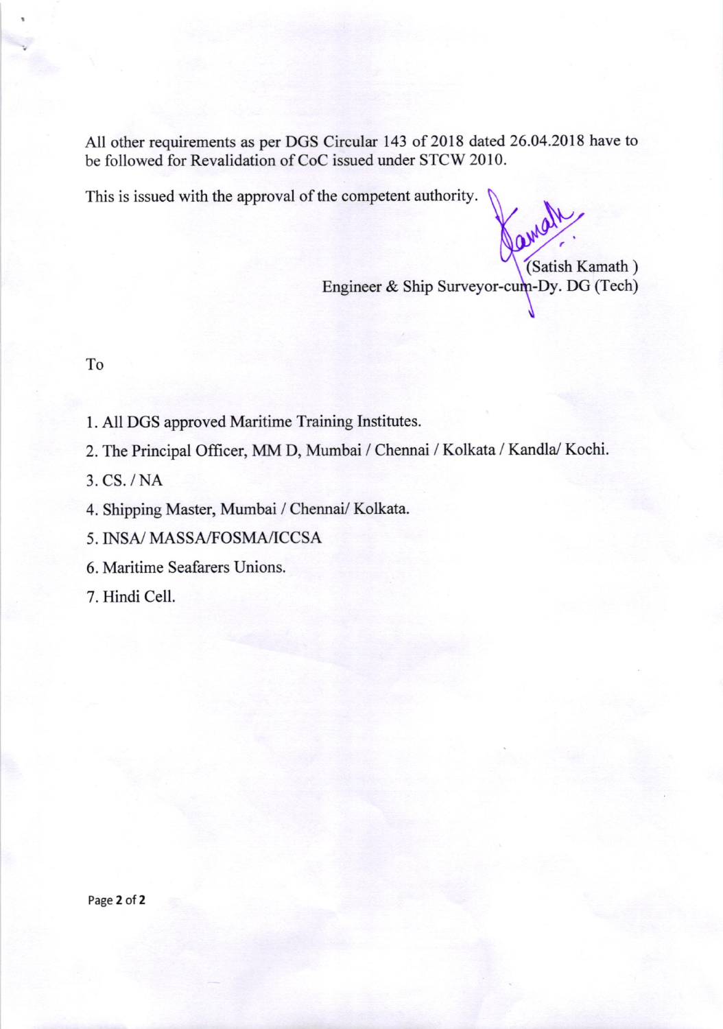All other requirements as per DGS Circular 143 of 2018 dated 26.04.2018 have to be followed for Revalidation of CoC issued under STCW 2010.

This is issued with the approval of the competent authority.

(Satish Kamath )
Engineer & Ship Surveyor-cum-Dy. DG (Tech)

To

1. All DGS approved Maritime Training Institutes.
2. The Principal Officer, MM D, Mumbai / Chennai / Kolkata / Kandla/ Kochi.
3. CS. / NA
4. Shipping Master, Mumbai / Chennai/ Kolkata.
5. INSA/ MASSA/FOSMA/ICCSA
6. Maritime Seafarers Unions.
7. Hindi Cell.